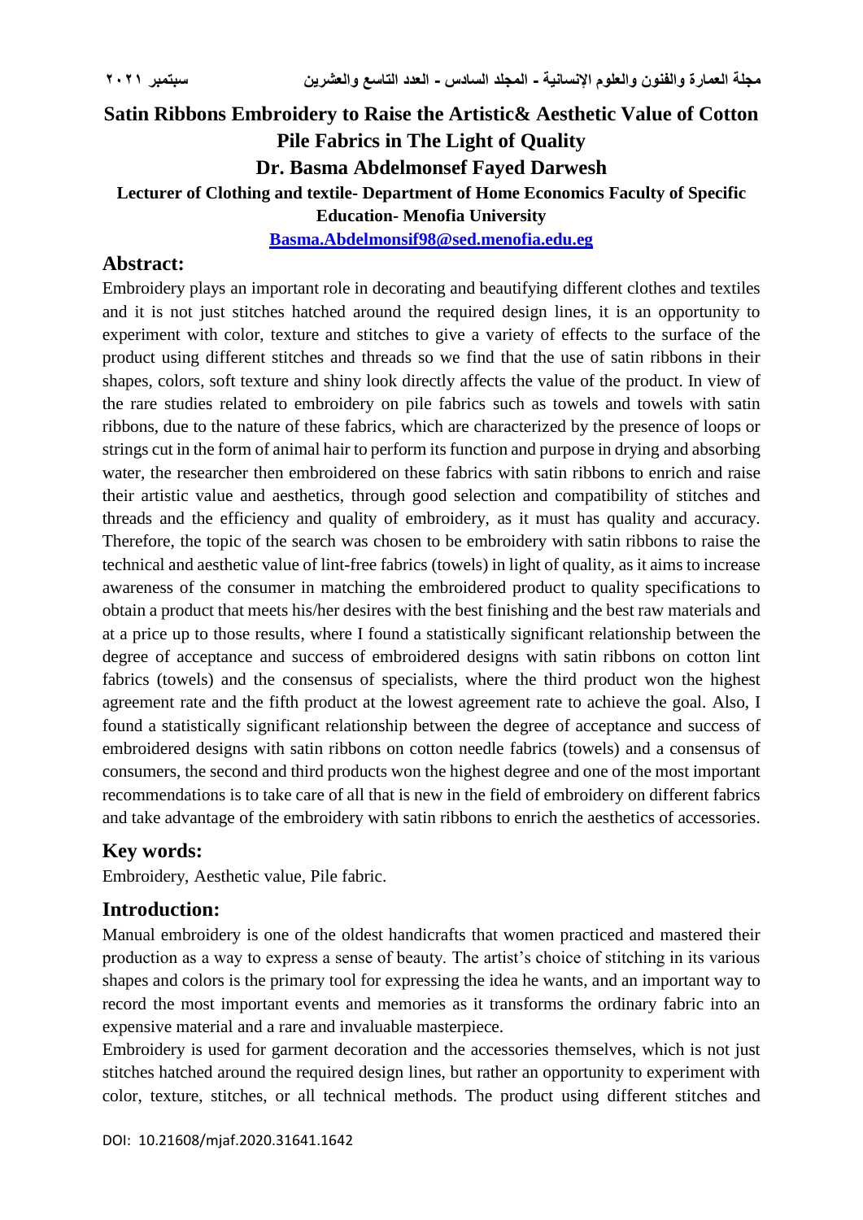# Satin Ribbons Embroidery to Raise the Artistic& Aesthetic Value of Cotton Pile Fabrics in The Light of Quality

## Dr. Basma Abdelmonsef Fayed Darwesh

**Lecturer of Clothing and textile- Department of Home Economics Faculty of Specific Education- Menofia University**

**Basma.Abdelmonsif98@sed.menofia.edu.eg**

## Abstract:

Embroidery plays an important role in decorating and beautifying different clothes and textiles and it is not just stitches hatched around the required design lines, it is an opportunity to experiment with color, texture and stitches to give a variety of effects to the surface of the product using different stitches and threads so we find that the use of satin ribbons in their shapes, colors, soft texture and shiny look directly affects the value of the product. In view of the rare studies related to embroidery on pile fabrics such as towels and towels with satin ribbons, due to the nature of these fabrics, which are characterized by the presence of loops or strings cut in the form of animal hair to perform its function and purpose in drying and absorbing water, the researcher then embroidered on these fabrics with satin ribbons to enrich and raise their artistic value and aesthetics, through good selection and compatibility of stitches and threads and the efficiency and quality of embroidery, as it must has quality and accuracy. Therefore, the topic of the search was chosen to be embroidery with satin ribbons to raise the technical and aesthetic value of lint-free fabrics (towels) in light of quality, as it aims to increase awareness of the consumer in matching the embroidered product to quality specifications to obtain a product that meets his/her desires with the best finishing and the best raw materials and at a price up to those results, where I found a statistically significant relationship between the degree of acceptance and success of embroidered designs with satin ribbons on cotton lint fabrics (towels) and the consensus of specialists, where the third product won the highest agreement rate and the fifth product at the lowest agreement rate to achieve the goal. Also, I found a statistically significant relationship between the degree of acceptance and success of embroidered designs with satin ribbons on cotton needle fabrics (towels) and a consensus of consumers, the second and third products won the highest degree and one of the most important recommendations is to take care of all that is new in the field of embroidery on different fabrics and take advantage of the embroidery with satin ribbons to enrich the aesthetics of accessories.

## Key words:

Embroidery, Aesthetic value, Pile fabric.

## Introduction:

Manual embroidery is one of the oldest handicrafts that women practiced and mastered their production as a way to express a sense of beauty. The artist's choice of stitching in its various shapes and colors is the primary tool for expressing the idea he wants, and an important way to record the most important events and memories as it transforms the ordinary fabric into an expensive material and a rare and invaluable masterpiece.

Embroidery is used for garment decoration and the accessories themselves, which is not just stitches hatched around the required design lines, but rather an opportunity to experiment with color, texture, stitches, or all technical methods. The product using different stitches and

DOI: 10.21608/mjaf.2020.31641.1642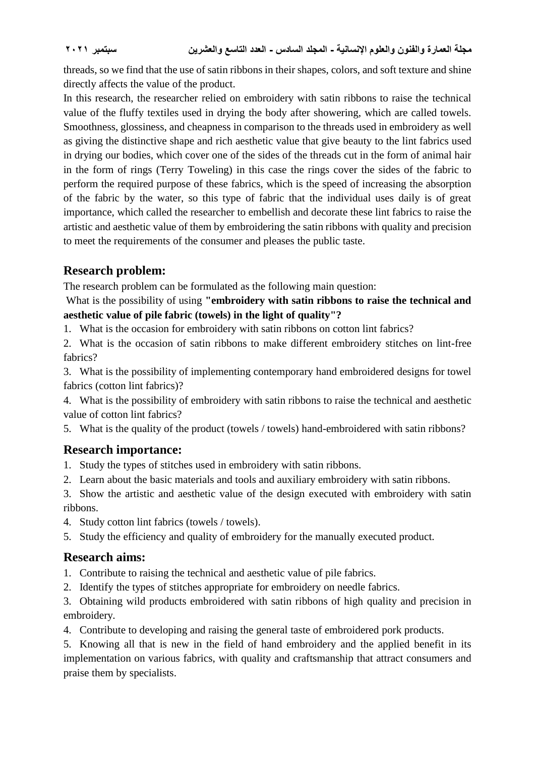threads, so we find that the use of satin ribbons in their shapes, colors, and soft texture and shine directly affects the value of the product.

In this research, the researcher relied on embroidery with satin ribbons to raise the technical value of the fluffy textiles used in drying the body after showering, which are called towels. Smoothness, glossiness, and cheapness in comparison to the threads used in embroidery as well as giving the distinctive shape and rich aesthetic value that give beauty to the lint fabrics used in drying our bodies, which cover one of the sides of the threads cut in the form of animal hair in the form of rings (Terry Toweling) in this case the rings cover the sides of the fabric to perform the required purpose of these fabrics, which is the speed of increasing the absorption of the fabric by the water, so this type of fabric that the individual uses daily is of great importance, which called the researcher to embellish and decorate these lint fabrics to raise the artistic and aesthetic value of them by embroidering the satin ribbons with quality and precision to meet the requirements of the consumer and pleases the public taste.

## Research problem:

The research problem can be formulated as the following main question:

What is the possibility of using **"embroidery with satin ribbons to raise the technical and aesthetic value of pile fabric (towels) in the light of quality"?**

1. What is the occasion for embroidery with satin ribbons on cotton lint fabrics?
2. What is the occasion of satin ribbons to make different embroidery stitches on lint-free fabrics?
3. What is the possibility of implementing contemporary hand embroidered designs for towel fabrics (cotton lint fabrics)?
4. What is the possibility of embroidery with satin ribbons to raise the technical and aesthetic value of cotton lint fabrics?
5. What is the quality of the product (towels / towels) hand-embroidered with satin ribbons?

## Research importance:

1. Study the types of stitches used in embroidery with satin ribbons.
2. Learn about the basic materials and tools and auxiliary embroidery with satin ribbons.
3. Show the artistic and aesthetic value of the design executed with embroidery with satin ribbons.
4. Study cotton lint fabrics (towels / towels).
5. Study the efficiency and quality of embroidery for the manually executed product.

## Research aims:

1. Contribute to raising the technical and aesthetic value of pile fabrics.
2. Identify the types of stitches appropriate for embroidery on needle fabrics.
3. Obtaining wild products embroidered with satin ribbons of high quality and precision in embroidery.
4. Contribute to developing and raising the general taste of embroidered pork products.
5. Knowing all that is new in the field of hand embroidery and the applied benefit in its implementation on various fabrics, with quality and craftsmanship that attract consumers and praise them by specialists.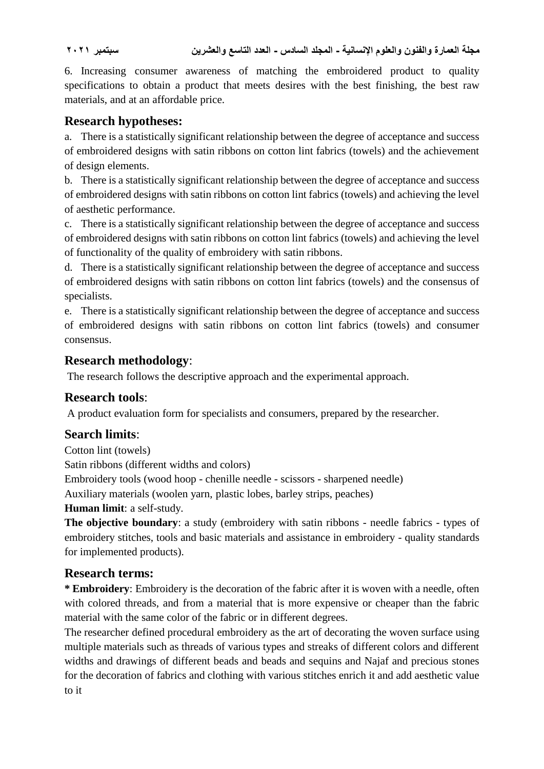6. Increasing consumer awareness of matching the embroidered product to quality specifications to obtain a product that meets desires with the best finishing, the best raw materials, and at an affordable price.

## Research hypotheses:

a. There is a statistically significant relationship between the degree of acceptance and success of embroidered designs with satin ribbons on cotton lint fabrics (towels) and the achievement of design elements.

b. There is a statistically significant relationship between the degree of acceptance and success of embroidered designs with satin ribbons on cotton lint fabrics (towels) and achieving the level of aesthetic performance.

c. There is a statistically significant relationship between the degree of acceptance and success of embroidered designs with satin ribbons on cotton lint fabrics (towels) and achieving the level of functionality of the quality of embroidery with satin ribbons.

d. There is a statistically significant relationship between the degree of acceptance and success of embroidered designs with satin ribbons on cotton lint fabrics (towels) and the consensus of specialists.

e. There is a statistically significant relationship between the degree of acceptance and success of embroidered designs with satin ribbons on cotton lint fabrics (towels) and consumer consensus.

## Research methodology:

The research follows the descriptive approach and the experimental approach.

## Research tools:

A product evaluation form for specialists and consumers, prepared by the researcher.

## Search limits:

Cotton lint (towels)

Satin ribbons (different widths and colors)

Embroidery tools (wood hoop - chenille needle - scissors - sharpened needle)

Auxiliary materials (woolen yarn, plastic lobes, barley strips, peaches)

**Human limit**: a self-study.

**The objective boundary**: a study (embroidery with satin ribbons - needle fabrics - types of embroidery stitches, tools and basic materials and assistance in embroidery - quality standards for implemented products).

## Research terms:

**\* Embroidery**: Embroidery is the decoration of the fabric after it is woven with a needle, often with colored threads, and from a material that is more expensive or cheaper than the fabric material with the same color of the fabric or in different degrees.

The researcher defined procedural embroidery as the art of decorating the woven surface using multiple materials such as threads of various types and streaks of different colors and different widths and drawings of different beads and beads and sequins and Najaf and precious stones for the decoration of fabrics and clothing with various stitches enrich it and add aesthetic value to it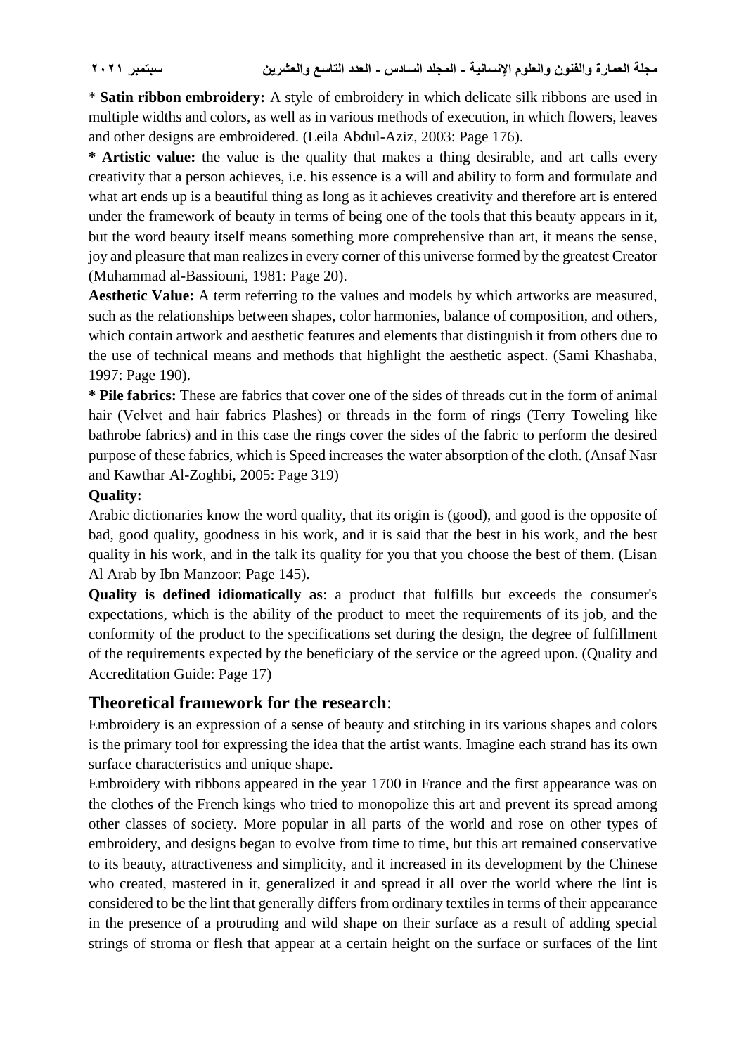* **Satin ribbon embroidery:** A style of embroidery in which delicate silk ribbons are used in multiple widths and colors, as well as in various methods of execution, in which flowers, leaves and other designs are embroidered. (Leila Abdul-Aziz, 2003: Page 176).

**\* Artistic value:** the value is the quality that makes a thing desirable, and art calls every creativity that a person achieves, i.e. his essence is a will and ability to form and formulate and what art ends up is a beautiful thing as long as it achieves creativity and therefore art is entered under the framework of beauty in terms of being one of the tools that this beauty appears in it, but the word beauty itself means something more comprehensive than art, it means the sense, joy and pleasure that man realizes in every corner of this universe formed by the greatest Creator (Muhammad al-Bassiouni, 1981: Page 20).

**Aesthetic Value:** A term referring to the values and models by which artworks are measured, such as the relationships between shapes, color harmonies, balance of composition, and others, which contain artwork and aesthetic features and elements that distinguish it from others due to the use of technical means and methods that highlight the aesthetic aspect. (Sami Khashaba, 1997: Page 190).

**\* Pile fabrics:** These are fabrics that cover one of the sides of threads cut in the form of animal hair (Velvet and hair fabrics Plashes) or threads in the form of rings (Terry Toweling like bathrobe fabrics) and in this case the rings cover the sides of the fabric to perform the desired purpose of these fabrics, which is Speed increases the water absorption of the cloth. (Ansaf Nasr and Kawthar Al-Zoghbi, 2005: Page 319)

**Quality:**

Arabic dictionaries know the word quality, that its origin is (good), and good is the opposite of bad, good quality, goodness in his work, and it is said that the best in his work, and the best quality in his work, and in the talk its quality for you that you choose the best of them. (Lisan Al Arab by Ibn Manzoor: Page 145).

**Quality is defined idiomatically as**: a product that fulfills but exceeds the consumer's expectations, which is the ability of the product to meet the requirements of its job, and the conformity of the product to the specifications set during the design, the degree of fulfillment of the requirements expected by the beneficiary of the service or the agreed upon. (Quality and Accreditation Guide: Page 17)

## **Theoretical framework for the research**:

Embroidery is an expression of a sense of beauty and stitching in its various shapes and colors is the primary tool for expressing the idea that the artist wants. Imagine each strand has its own surface characteristics and unique shape.

Embroidery with ribbons appeared in the year 1700 in France and the first appearance was on the clothes of the French kings who tried to monopolize this art and prevent its spread among other classes of society. More popular in all parts of the world and rose on other types of embroidery, and designs began to evolve from time to time, but this art remained conservative to its beauty, attractiveness and simplicity, and it increased in its development by the Chinese who created, mastered in it, generalized it and spread it all over the world where the lint is considered to be the lint that generally differs from ordinary textiles in terms of their appearance in the presence of a protruding and wild shape on their surface as a result of adding special strings of stroma or flesh that appear at a certain height on the surface or surfaces of the lint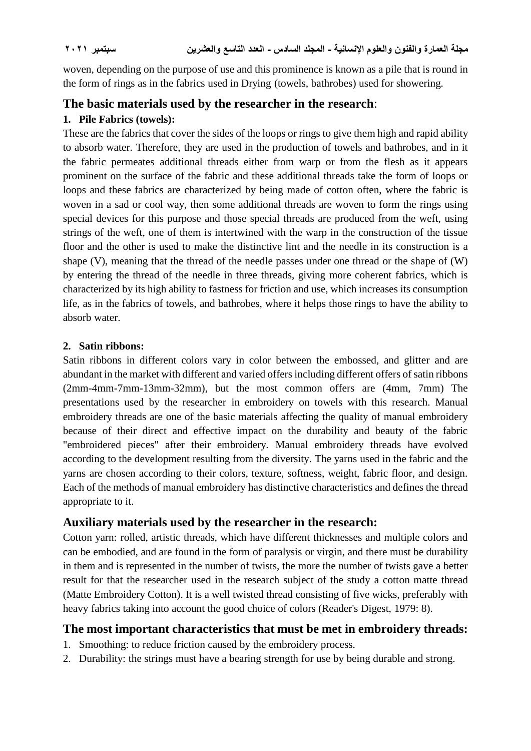woven, depending on the purpose of use and this prominence is known as a pile that is round in the form of rings as in the fabrics used in Drying (towels, bathrobes) used for showering.

## The basic materials used by the researcher in the research:

### 1. Pile Fabrics (towels):

These are the fabrics that cover the sides of the loops or rings to give them high and rapid ability to absorb water. Therefore, they are used in the production of towels and bathrobes, and in it the fabric permeates additional threads either from warp or from the flesh as it appears prominent on the surface of the fabric and these additional threads take the form of loops or loops and these fabrics are characterized by being made of cotton often, where the fabric is woven in a sad or cool way, then some additional threads are woven to form the rings using special devices for this purpose and those special threads are produced from the weft, using strings of the weft, one of them is intertwined with the warp in the construction of the tissue floor and the other is used to make the distinctive lint and the needle in its construction is a shape (V), meaning that the thread of the needle passes under one thread or the shape of (W) by entering the thread of the needle in three threads, giving more coherent fabrics, which is characterized by its high ability to fastness for friction and use, which increases its consumption life, as in the fabrics of towels, and bathrobes, where it helps those rings to have the ability to absorb water.

### 2. Satin ribbons:

Satin ribbons in different colors vary in color between the embossed, and glitter and are abundant in the market with different and varied offers including different offers of satin ribbons (2mm-4mm-7mm-13mm-32mm), but the most common offers are (4mm, 7mm) The presentations used by the researcher in embroidery on towels with this research. Manual embroidery threads are one of the basic materials affecting the quality of manual embroidery because of their direct and effective impact on the durability and beauty of the fabric "embroidered pieces" after their embroidery. Manual embroidery threads have evolved according to the development resulting from the diversity. The yarns used in the fabric and the yarns are chosen according to their colors, texture, softness, weight, fabric floor, and design. Each of the methods of manual embroidery has distinctive characteristics and defines the thread appropriate to it.

## Auxiliary materials used by the researcher in the research:

Cotton yarn: rolled, artistic threads, which have different thicknesses and multiple colors and can be embodied, and are found in the form of paralysis or virgin, and there must be durability in them and is represented in the number of twists, the more the number of twists gave a better result for that the researcher used in the research subject of the study a cotton matte thread (Matte Embroidery Cotton). It is a well twisted thread consisting of five wicks, preferably with heavy fabrics taking into account the good choice of colors (Reader's Digest, 1979: 8).

## The most important characteristics that must be met in embroidery threads:

1. Smoothing: to reduce friction caused by the embroidery process.
2. Durability: the strings must have a bearing strength for use by being durable and strong.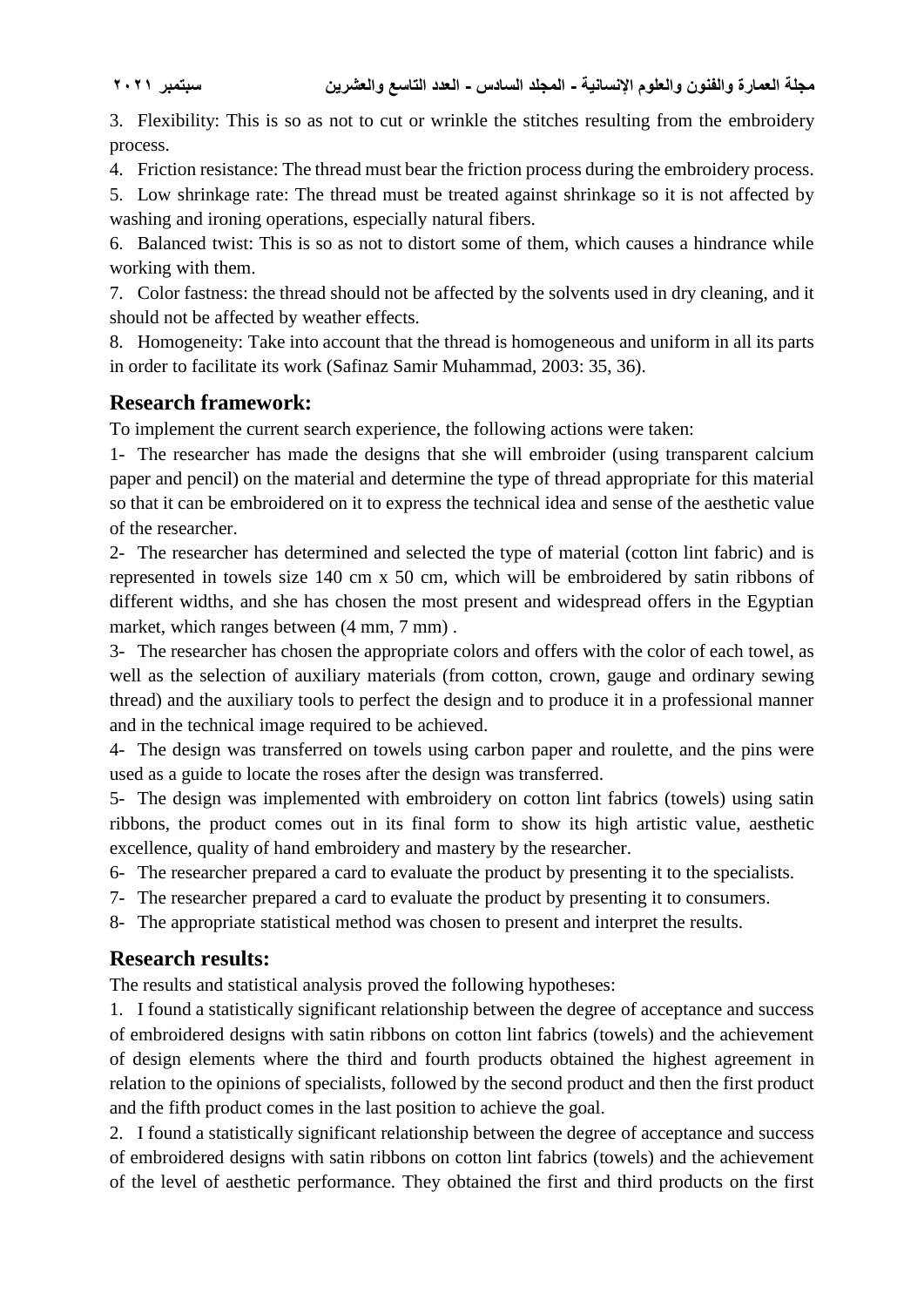3. Flexibility: This is so as not to cut or wrinkle the stitches resulting from the embroidery process.

4. Friction resistance: The thread must bear the friction process during the embroidery process.

5. Low shrinkage rate: The thread must be treated against shrinkage so it is not affected by washing and ironing operations, especially natural fibers.

6. Balanced twist: This is so as not to distort some of them, which causes a hindrance while working with them.

7. Color fastness: the thread should not be affected by the solvents used in dry cleaning, and it should not be affected by weather effects.

8. Homogeneity: Take into account that the thread is homogeneous and uniform in all its parts in order to facilitate its work (Safinaz Samir Muhammad, 2003: 35, 36).

## Research framework:

To implement the current search experience, the following actions were taken:

1- The researcher has made the designs that she will embroider (using transparent calcium paper and pencil) on the material and determine the type of thread appropriate for this material so that it can be embroidered on it to express the technical idea and sense of the aesthetic value of the researcher.

2- The researcher has determined and selected the type of material (cotton lint fabric) and is represented in towels size 140 cm x 50 cm, which will be embroidered by satin ribbons of different widths, and she has chosen the most present and widespread offers in the Egyptian market, which ranges between (4 mm, 7 mm) .

3- The researcher has chosen the appropriate colors and offers with the color of each towel, as well as the selection of auxiliary materials (from cotton, crown, gauge and ordinary sewing thread) and the auxiliary tools to perfect the design and to produce it in a professional manner and in the technical image required to be achieved.

4- The design was transferred on towels using carbon paper and roulette, and the pins were used as a guide to locate the roses after the design was transferred.

5- The design was implemented with embroidery on cotton lint fabrics (towels) using satin ribbons, the product comes out in its final form to show its high artistic value, aesthetic excellence, quality of hand embroidery and mastery by the researcher.

6- The researcher prepared a card to evaluate the product by presenting it to the specialists.

7- The researcher prepared a card to evaluate the product by presenting it to consumers.

8- The appropriate statistical method was chosen to present and interpret the results.

## Research results:

The results and statistical analysis proved the following hypotheses:

1. I found a statistically significant relationship between the degree of acceptance and success of embroidered designs with satin ribbons on cotton lint fabrics (towels) and the achievement of design elements where the third and fourth products obtained the highest agreement in relation to the opinions of specialists, followed by the second product and then the first product and the fifth product comes in the last position to achieve the goal.

2. I found a statistically significant relationship between the degree of acceptance and success of embroidered designs with satin ribbons on cotton lint fabrics (towels) and the achievement of the level of aesthetic performance. They obtained the first and third products on the first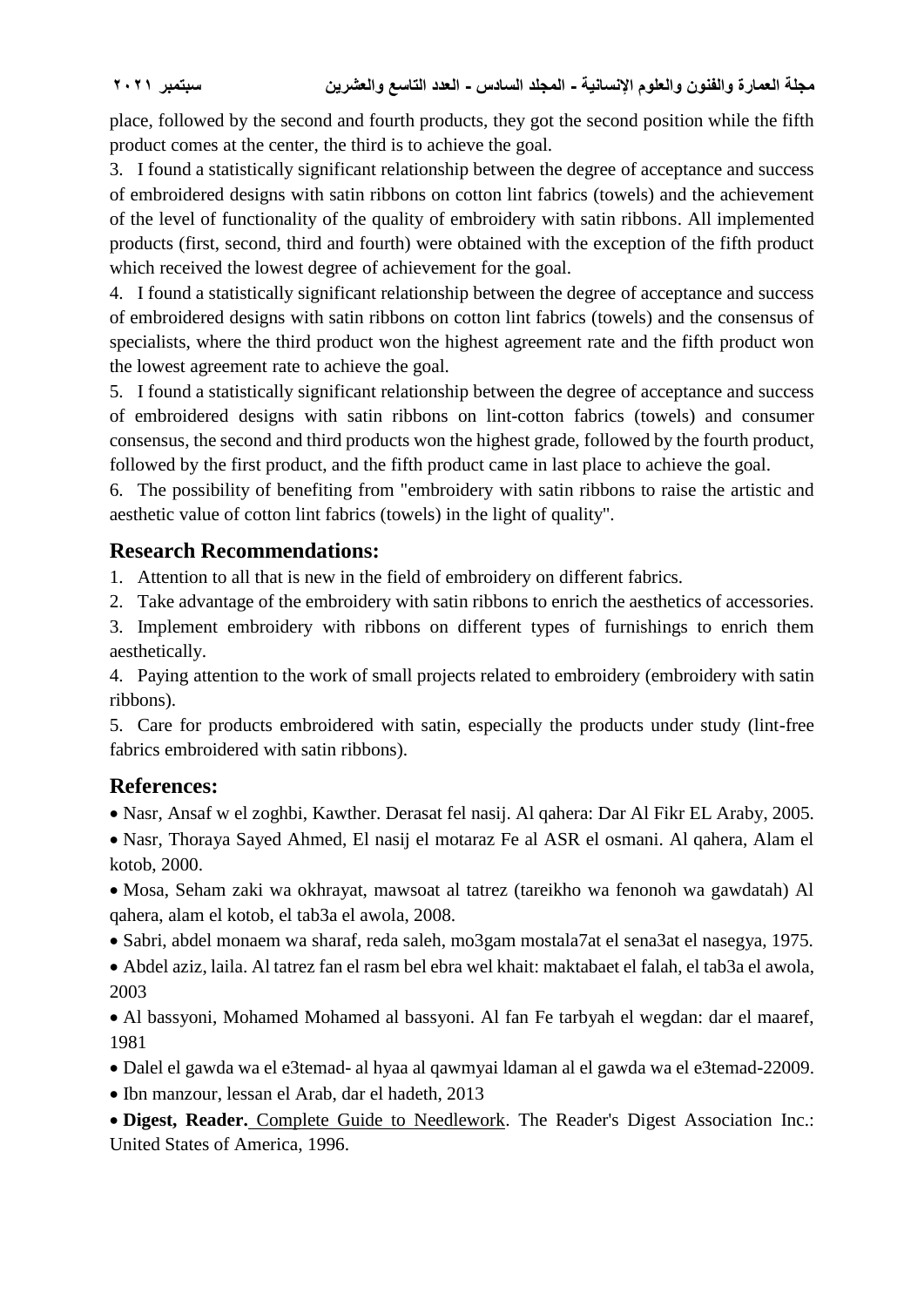place, followed by the second and fourth products, they got the second position while the fifth product comes at the center, the third is to achieve the goal.

3. I found a statistically significant relationship between the degree of acceptance and success of embroidered designs with satin ribbons on cotton lint fabrics (towels) and the achievement of the level of functionality of the quality of embroidery with satin ribbons. All implemented products (first, second, third and fourth) were obtained with the exception of the fifth product which received the lowest degree of achievement for the goal.

4. I found a statistically significant relationship between the degree of acceptance and success of embroidered designs with satin ribbons on cotton lint fabrics (towels) and the consensus of specialists, where the third product won the highest agreement rate and the fifth product won the lowest agreement rate to achieve the goal.

5. I found a statistically significant relationship between the degree of acceptance and success of embroidered designs with satin ribbons on lint-cotton fabrics (towels) and consumer consensus, the second and third products won the highest grade, followed by the fourth product, followed by the first product, and the fifth product came in last place to achieve the goal.

6. The possibility of benefiting from "embroidery with satin ribbons to raise the artistic and aesthetic value of cotton lint fabrics (towels) in the light of quality".

## Research Recommendations:

1. Attention to all that is new in the field of embroidery on different fabrics.
2. Take advantage of the embroidery with satin ribbons to enrich the aesthetics of accessories.
3. Implement embroidery with ribbons on different types of furnishings to enrich them aesthetically.
4. Paying attention to the work of small projects related to embroidery (embroidery with satin ribbons).
5. Care for products embroidered with satin, especially the products under study (lint-free fabrics embroidered with satin ribbons).

## References:

- Nasr, Ansaf w el zoghbi, Kawther. Derasat fel nasij. Al qahera: Dar Al Fikr EL Araby, 2005.
- Nasr, Thoraya Sayed Ahmed, El nasij el motaraz Fe al ASR el osmani. Al qahera, Alam el kotob, 2000.
- Mosa, Seham zaki wa okhrayat, mawsoat al tatrez (tareikho wa fenonoh wa gawdatah) Al qahera, alam el kotob, el tab3a el awola, 2008.
- Sabri, abdel monaem wa sharaf, reda saleh, mo3gam mostala7at el sena3at el nasegya, 1975.
- Abdel aziz, laila. Al tatrez fan el rasm bel ebra wel khait: maktabaet el falah, el tab3a el awola, 2003
- Al bassyoni, Mohamed Mohamed al bassyoni. Al fan Fe tarbyah el wegdan: dar el maaref, 1981
- Dalel el gawda wa el e3temad- al hyaa al qawmyai ldaman al el gawda wa el e3temad-22009.
- Ibn manzour, lessan el Arab, dar el hadeth, 2013
- **Digest, Reader.** Complete Guide to Needlework. The Reader's Digest Association Inc.: United States of America, 1996.